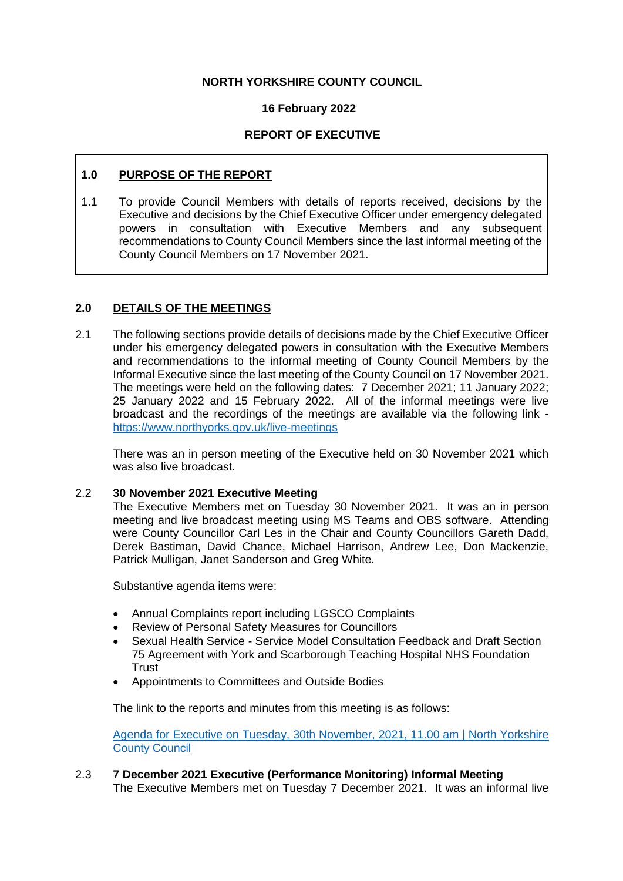**NORTH YORKSHIRE COUNTY COUNCIL**

**16 February 2022**

**REPORT OF EXECUTIVE**

## 1.0 PURPOSE OF THE REPORT

1.1 To provide Council Members with details of reports received, decisions by the Executive and decisions by the Chief Executive Officer under emergency delegated powers in consultation with Executive Members and any subsequent recommendations to County Council Members since the last informal meeting of the County Council Members on 17 November 2021.

## 2.0 DETAILS OF THE MEETINGS

2.1 The following sections provide details of decisions made by the Chief Executive Officer under his emergency delegated powers in consultation with the Executive Members and recommendations to the informal meeting of County Council Members by the Informal Executive since the last meeting of the County Council on 17 November 2021. The meetings were held on the following dates: 7 December 2021; 11 January 2022; 25 January 2022 and 15 February 2022. All of the informal meetings were live broadcast and the recordings of the meetings are available via the following link - [https://www.northyorks.gov.uk/live-meetings](https://www.northyorks.gov.uk/live-meetings)

There was an in person meeting of the Executive held on 30 November 2021 which was also live broadcast.

2.2 **30 November 2021 Executive Meeting**

The Executive Members met on Tuesday 30 November 2021. It was an in person meeting and live broadcast meeting using MS Teams and OBS software. Attending were County Councillor Carl Les in the Chair and County Councillors Gareth Dadd, Derek Bastiman, David Chance, Michael Harrison, Andrew Lee, Don Mackenzie, Patrick Mulligan, Janet Sanderson and Greg White.

Substantive agenda items were:

- Annual Complaints report including LGSCO Complaints
- Review of Personal Safety Measures for Councillors
- Sexual Health Service - Service Model Consultation Feedback and Draft Section 75 Agreement with York and Scarborough Teaching Hospital NHS Foundation Trust
- Appointments to Committees and Outside Bodies

The link to the reports and minutes from this meeting is as follows:

[Agenda for Executive on Tuesday, 30th November, 2021, 11.00 am | North Yorkshire County Council]()

2.3 **7 December 2021 Executive (Performance Monitoring) Informal Meeting**

The Executive Members met on Tuesday 7 December 2021. It was an informal live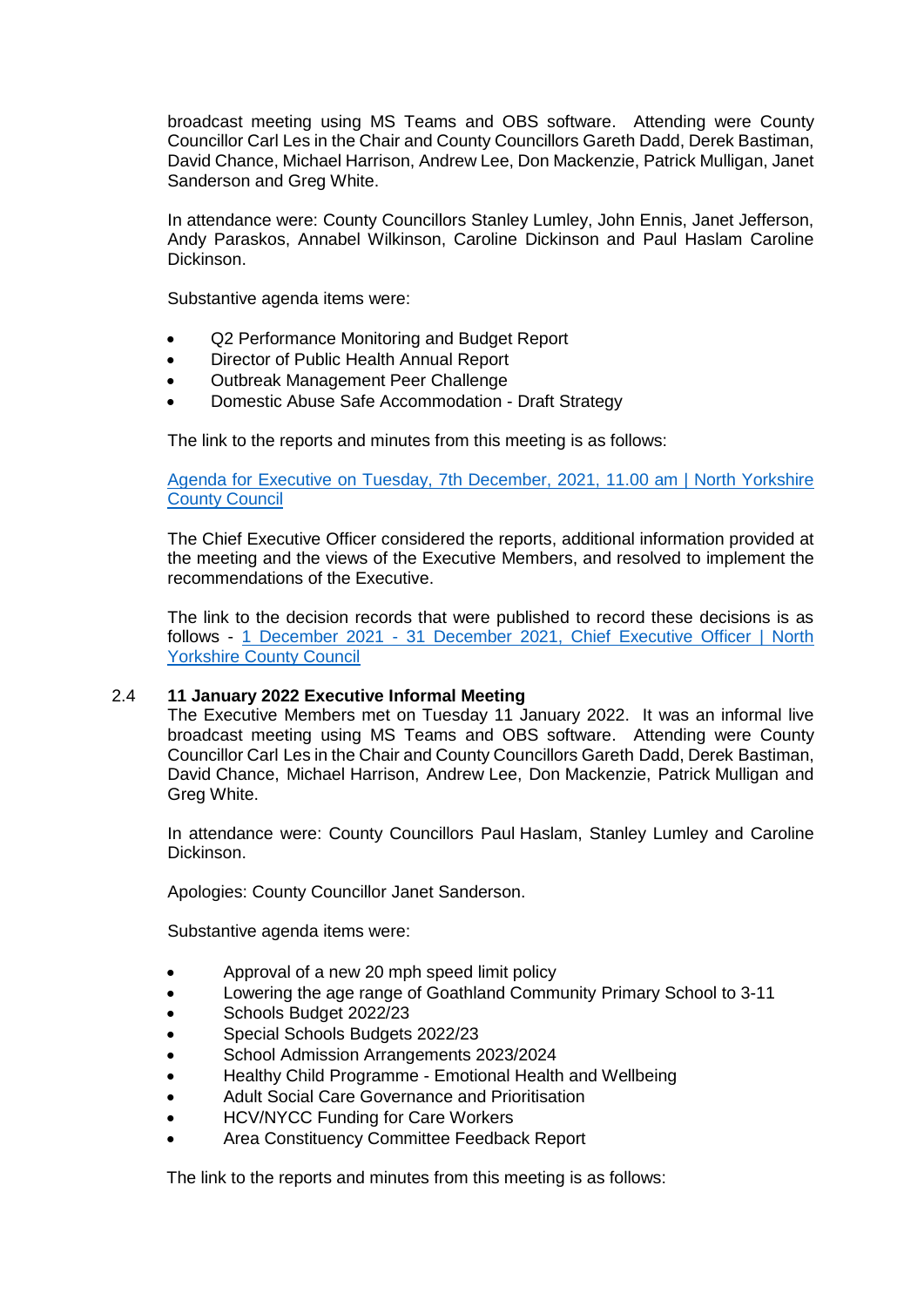broadcast meeting using MS Teams and OBS software. Attending were County Councillor Carl Les in the Chair and County Councillors Gareth Dadd, Derek Bastiman, David Chance, Michael Harrison, Andrew Lee, Don Mackenzie, Patrick Mulligan, Janet Sanderson and Greg White.

In attendance were: County Councillors Stanley Lumley, John Ennis, Janet Jefferson, Andy Paraskos, Annabel Wilkinson, Caroline Dickinson and Paul Haslam Caroline Dickinson.

Substantive agenda items were:

- Q2 Performance Monitoring and Budget Report
- Director of Public Health Annual Report
- Outbreak Management Peer Challenge
- Domestic Abuse Safe Accommodation - Draft Strategy

The link to the reports and minutes from this meeting is as follows:

Agenda for Executive on Tuesday, 7th December, 2021, 11.00 am | North Yorkshire County Council

The Chief Executive Officer considered the reports, additional information provided at the meeting and the views of the Executive Members, and resolved to implement the recommendations of the Executive.

The link to the decision records that were published to record these decisions is as follows - 1 December 2021 - 31 December 2021, Chief Executive Officer | North Yorkshire County Council

2.4 **11 January 2022 Executive Informal Meeting**

The Executive Members met on Tuesday 11 January 2022. It was an informal live broadcast meeting using MS Teams and OBS software. Attending were County Councillor Carl Les in the Chair and County Councillors Gareth Dadd, Derek Bastiman, David Chance, Michael Harrison, Andrew Lee, Don Mackenzie, Patrick Mulligan and Greg White.

In attendance were: County Councillors Paul Haslam, Stanley Lumley and Caroline Dickinson.

Apologies: County Councillor Janet Sanderson.

Substantive agenda items were:

- Approval of a new 20 mph speed limit policy
- Lowering the age range of Goathland Community Primary School to 3-11
- Schools Budget 2022/23
- Special Schools Budgets 2022/23
- School Admission Arrangements 2023/2024
- Healthy Child Programme - Emotional Health and Wellbeing
- Adult Social Care Governance and Prioritisation
- HCV/NYCC Funding for Care Workers
- Area Constituency Committee Feedback Report

The link to the reports and minutes from this meeting is as follows: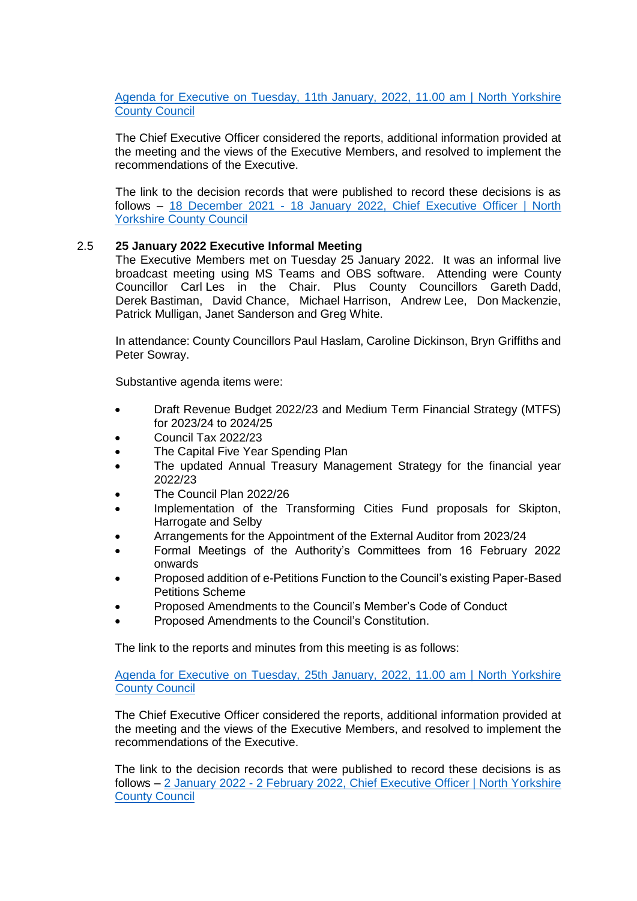[Agenda for Executive on Tuesday, 11th January, 2022, 11.00 am | North Yorkshire County Council]

The Chief Executive Officer considered the reports, additional information provided at the meeting and the views of the Executive Members, and resolved to implement the recommendations of the Executive.

The link to the decision records that were published to record these decisions is as follows – [18 December 2021 - 18 January 2022, Chief Executive Officer | North Yorkshire County Council]

2.5 **25 January 2022 Executive Informal Meeting**

The Executive Members met on Tuesday 25 January 2022. It was an informal live broadcast meeting using MS Teams and OBS software. Attending were County Councillor Carl Les in the Chair. Plus County Councillors Gareth Dadd, Derek Bastiman, David Chance, Michael Harrison, Andrew Lee, Don Mackenzie, Patrick Mulligan, Janet Sanderson and Greg White.

In attendance: County Councillors Paul Haslam, Caroline Dickinson, Bryn Griffiths and Peter Sowray.

Substantive agenda items were:

- Draft Revenue Budget 2022/23 and Medium Term Financial Strategy (MTFS) for 2023/24 to 2024/25
- Council Tax 2022/23
- The Capital Five Year Spending Plan
- The updated Annual Treasury Management Strategy for the financial year 2022/23
- The Council Plan 2022/26
- Implementation of the Transforming Cities Fund proposals for Skipton, Harrogate and Selby
- Arrangements for the Appointment of the External Auditor from 2023/24
- Formal Meetings of the Authority's Committees from 16 February 2022 onwards
- Proposed addition of e-Petitions Function to the Council's existing Paper-Based Petitions Scheme
- Proposed Amendments to the Council's Member's Code of Conduct
- Proposed Amendments to the Council's Constitution.

The link to the reports and minutes from this meeting is as follows:

[Agenda for Executive on Tuesday, 25th January, 2022, 11.00 am | North Yorkshire County Council]

The Chief Executive Officer considered the reports, additional information provided at the meeting and the views of the Executive Members, and resolved to implement the recommendations of the Executive.

The link to the decision records that were published to record these decisions is as follows – [2 January 2022 - 2 February 2022, Chief Executive Officer | North Yorkshire County Council]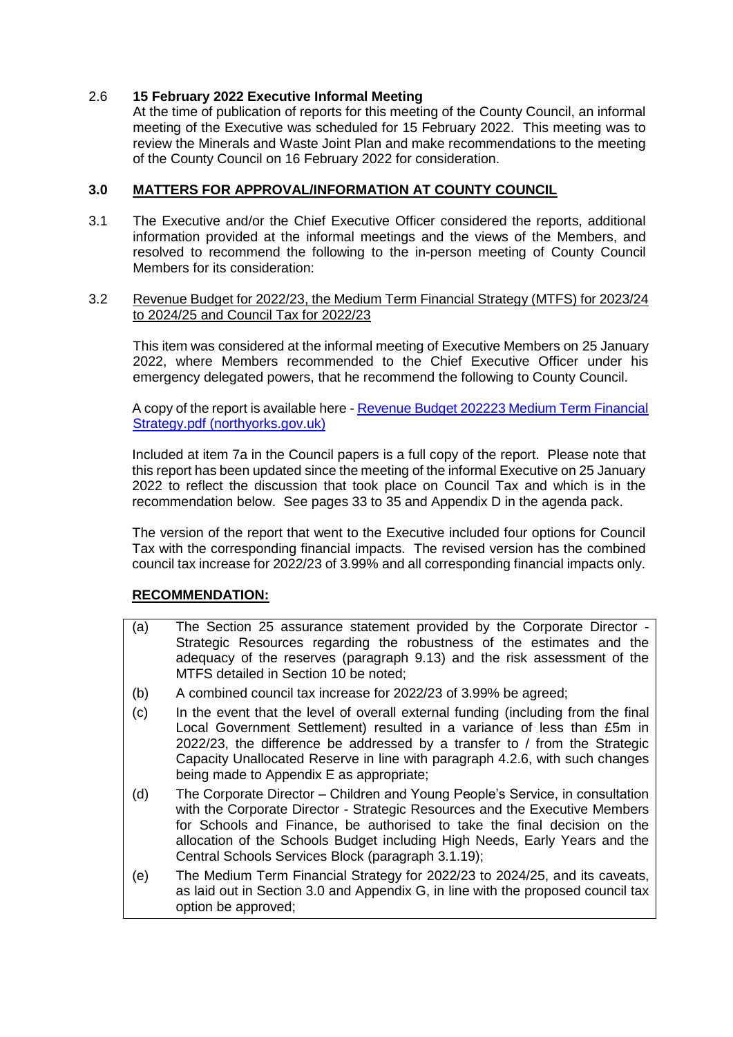### 2.6 15 February 2022 Executive Informal Meeting

At the time of publication of reports for this meeting of the County Council, an informal meeting of the Executive was scheduled for 15 February 2022. This meeting was to review the Minerals and Waste Joint Plan and make recommendations to the meeting of the County Council on 16 February 2022 for consideration.

## 3.0 MATTERS FOR APPROVAL/INFORMATION AT COUNTY COUNCIL

3.1 The Executive and/or the Chief Executive Officer considered the reports, additional information provided at the informal meetings and the views of the Members, and resolved to recommend the following to the in-person meeting of County Council Members for its consideration:

3.2 Revenue Budget for 2022/23, the Medium Term Financial Strategy (MTFS) for 2023/24 to 2024/25 and Council Tax for 2022/23

This item was considered at the informal meeting of Executive Members on 25 January 2022, where Members recommended to the Chief Executive Officer under his emergency delegated powers, that he recommend the following to County Council.

A copy of the report is available here - [Revenue Budget 202223 Medium Term Financial Strategy.pdf (northyorks.gov.uk)]()

Included at item 7a in the Council papers is a full copy of the report. Please note that this report has been updated since the meeting of the informal Executive on 25 January 2022 to reflect the discussion that took place on Council Tax and which is in the recommendation below. See pages 33 to 35 and Appendix D in the agenda pack.

The version of the report that went to the Executive included four options for Council Tax with the corresponding financial impacts. The revised version has the combined council tax increase for 2022/23 of 3.99% and all corresponding financial impacts only.

**RECOMMENDATION:**

(a) The Section 25 assurance statement provided by the Corporate Director - Strategic Resources regarding the robustness of the estimates and the adequacy of the reserves (paragraph 9.13) and the risk assessment of the MTFS detailed in Section 10 be noted;

(b) A combined council tax increase for 2022/23 of 3.99% be agreed;

(c) In the event that the level of overall external funding (including from the final Local Government Settlement) resulted in a variance of less than £5m in 2022/23, the difference be addressed by a transfer to / from the Strategic Capacity Unallocated Reserve in line with paragraph 4.2.6, with such changes being made to Appendix E as appropriate;

(d) The Corporate Director – Children and Young People's Service, in consultation with the Corporate Director - Strategic Resources and the Executive Members for Schools and Finance, be authorised to take the final decision on the allocation of the Schools Budget including High Needs, Early Years and the Central Schools Services Block (paragraph 3.1.19);

(e) The Medium Term Financial Strategy for 2022/23 to 2024/25, and its caveats, as laid out in Section 3.0 and Appendix G, in line with the proposed council tax option be approved;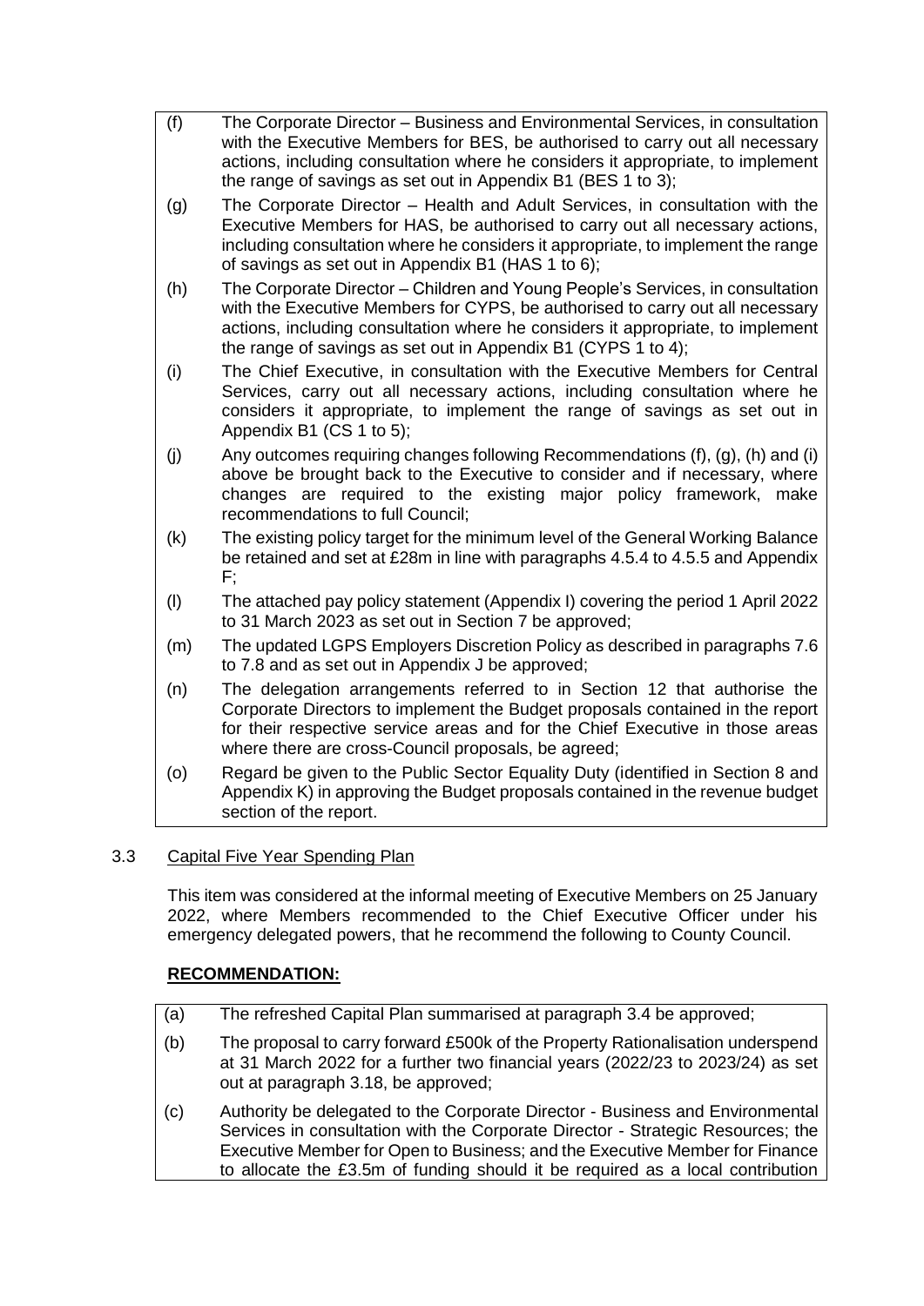(f) The Corporate Director – Business and Environmental Services, in consultation with the Executive Members for BES, be authorised to carry out all necessary actions, including consultation where he considers it appropriate, to implement the range of savings as set out in Appendix B1 (BES 1 to 3);

(g) The Corporate Director – Health and Adult Services, in consultation with the Executive Members for HAS, be authorised to carry out all necessary actions, including consultation where he considers it appropriate, to implement the range of savings as set out in Appendix B1 (HAS 1 to 6);

(h) The Corporate Director – Children and Young People's Services, in consultation with the Executive Members for CYPS, be authorised to carry out all necessary actions, including consultation where he considers it appropriate, to implement the range of savings as set out in Appendix B1 (CYPS 1 to 4);

(i) The Chief Executive, in consultation with the Executive Members for Central Services, carry out all necessary actions, including consultation where he considers it appropriate, to implement the range of savings as set out in Appendix B1 (CS 1 to 5);

(j) Any outcomes requiring changes following Recommendations (f), (g), (h) and (i) above be brought back to the Executive to consider and if necessary, where changes are required to the existing major policy framework, make recommendations to full Council;

(k) The existing policy target for the minimum level of the General Working Balance be retained and set at £28m in line with paragraphs 4.5.4 to 4.5.5 and Appendix F;

(l) The attached pay policy statement (Appendix I) covering the period 1 April 2022 to 31 March 2023 as set out in Section 7 be approved;

(m) The updated LGPS Employers Discretion Policy as described in paragraphs 7.6 to 7.8 and as set out in Appendix J be approved;

(n) The delegation arrangements referred to in Section 12 that authorise the Corporate Directors to implement the Budget proposals contained in the report for their respective service areas and for the Chief Executive in those areas where there are cross-Council proposals, be agreed;

(o) Regard be given to the Public Sector Equality Duty (identified in Section 8 and Appendix K) in approving the Budget proposals contained in the revenue budget section of the report.

3.3 Capital Five Year Spending Plan

This item was considered at the informal meeting of Executive Members on 25 January 2022, where Members recommended to the Chief Executive Officer under his emergency delegated powers, that he recommend the following to County Council.

**RECOMMENDATION:**

(a) The refreshed Capital Plan summarised at paragraph 3.4 be approved;

(b) The proposal to carry forward £500k of the Property Rationalisation underspend at 31 March 2022 for a further two financial years (2022/23 to 2023/24) as set out at paragraph 3.18, be approved;

(c) Authority be delegated to the Corporate Director - Business and Environmental Services in consultation with the Corporate Director - Strategic Resources; the Executive Member for Open to Business; and the Executive Member for Finance to allocate the £3.5m of funding should it be required as a local contribution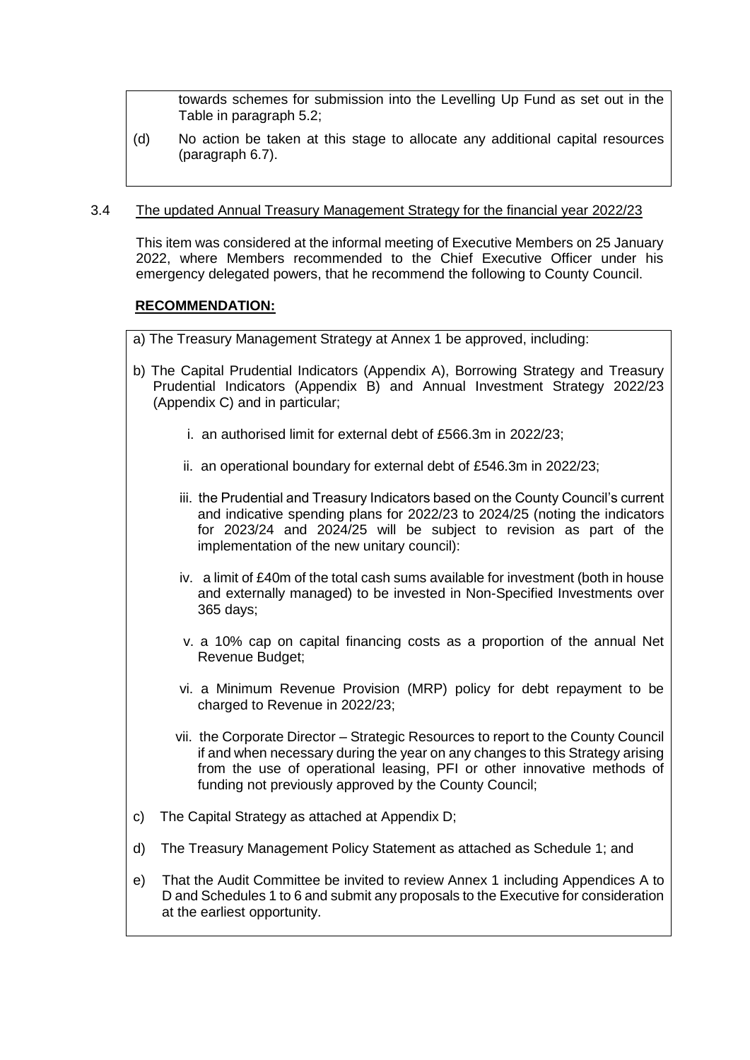towards schemes for submission into the Levelling Up Fund as set out in the Table in paragraph 5.2;

(d) No action be taken at this stage to allocate any additional capital resources (paragraph 6.7).

3.4 The updated Annual Treasury Management Strategy for the financial year 2022/23

This item was considered at the informal meeting of Executive Members on 25 January 2022, where Members recommended to the Chief Executive Officer under his emergency delegated powers, that he recommend the following to County Council.

**RECOMMENDATION:**

a) The Treasury Management Strategy at Annex 1 be approved, including:

b) The Capital Prudential Indicators (Appendix A), Borrowing Strategy and Treasury Prudential Indicators (Appendix B) and Annual Investment Strategy 2022/23 (Appendix C) and in particular;

   i. an authorised limit for external debt of £566.3m in 2022/23;

   ii. an operational boundary for external debt of £546.3m in 2022/23;

   iii. the Prudential and Treasury Indicators based on the County Council's current and indicative spending plans for 2022/23 to 2024/25 (noting the indicators for 2023/24 and 2024/25 will be subject to revision as part of the implementation of the new unitary council):

   iv. a limit of £40m of the total cash sums available for investment (both in house and externally managed) to be invested in Non-Specified Investments over 365 days;

   v. a 10% cap on capital financing costs as a proportion of the annual Net Revenue Budget;

   vi. a Minimum Revenue Provision (MRP) policy for debt repayment to be charged to Revenue in 2022/23;

   vii. the Corporate Director – Strategic Resources to report to the County Council if and when necessary during the year on any changes to this Strategy arising from the use of operational leasing, PFI or other innovative methods of funding not previously approved by the County Council;

c) The Capital Strategy as attached at Appendix D;

d) The Treasury Management Policy Statement as attached as Schedule 1; and

e) That the Audit Committee be invited to review Annex 1 including Appendices A to D and Schedules 1 to 6 and submit any proposals to the Executive for consideration at the earliest opportunity.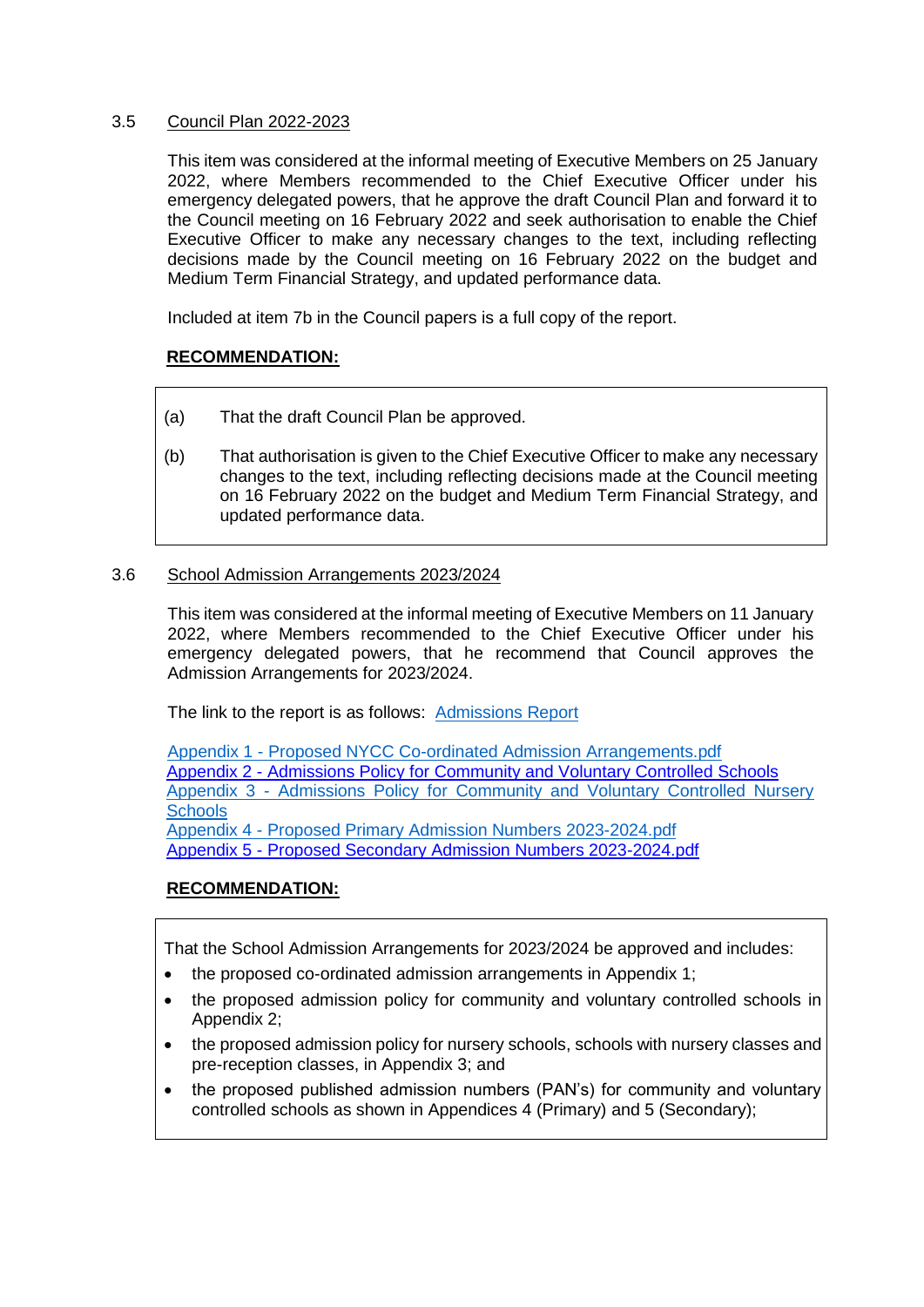### 3.5 Council Plan 2022-2023

This item was considered at the informal meeting of Executive Members on 25 January 2022, where Members recommended to the Chief Executive Officer under his emergency delegated powers, that he approve the draft Council Plan and forward it to the Council meeting on 16 February 2022 and seek authorisation to enable the Chief Executive Officer to make any necessary changes to the text, including reflecting decisions made by the Council meeting on 16 February 2022 on the budget and Medium Term Financial Strategy, and updated performance data.

Included at item 7b in the Council papers is a full copy of the report.

**RECOMMENDATION:**

(a) That the draft Council Plan be approved.

(b) That authorisation is given to the Chief Executive Officer to make any necessary changes to the text, including reflecting decisions made at the Council meeting on 16 February 2022 on the budget and Medium Term Financial Strategy, and updated performance data.

### 3.6 School Admission Arrangements 2023/2024

This item was considered at the informal meeting of Executive Members on 11 January 2022, where Members recommended to the Chief Executive Officer under his emergency delegated powers, that he recommend that Council approves the Admission Arrangements for 2023/2024.

The link to the report is as follows: Admissions Report

Appendix 1 - Proposed NYCC Co-ordinated Admission Arrangements.pdf
Appendix 2 - Admissions Policy for Community and Voluntary Controlled Schools
Appendix 3 - Admissions Policy for Community and Voluntary Controlled Nursery Schools
Appendix 4 - Proposed Primary Admission Numbers 2023-2024.pdf
Appendix 5 - Proposed Secondary Admission Numbers 2023-2024.pdf

**RECOMMENDATION:**

That the School Admission Arrangements for 2023/2024 be approved and includes:

- the proposed co-ordinated admission arrangements in Appendix 1;
- the proposed admission policy for community and voluntary controlled schools in Appendix 2;
- the proposed admission policy for nursery schools, schools with nursery classes and pre-reception classes, in Appendix 3; and
- the proposed published admission numbers (PAN's) for community and voluntary controlled schools as shown in Appendices 4 (Primary) and 5 (Secondary);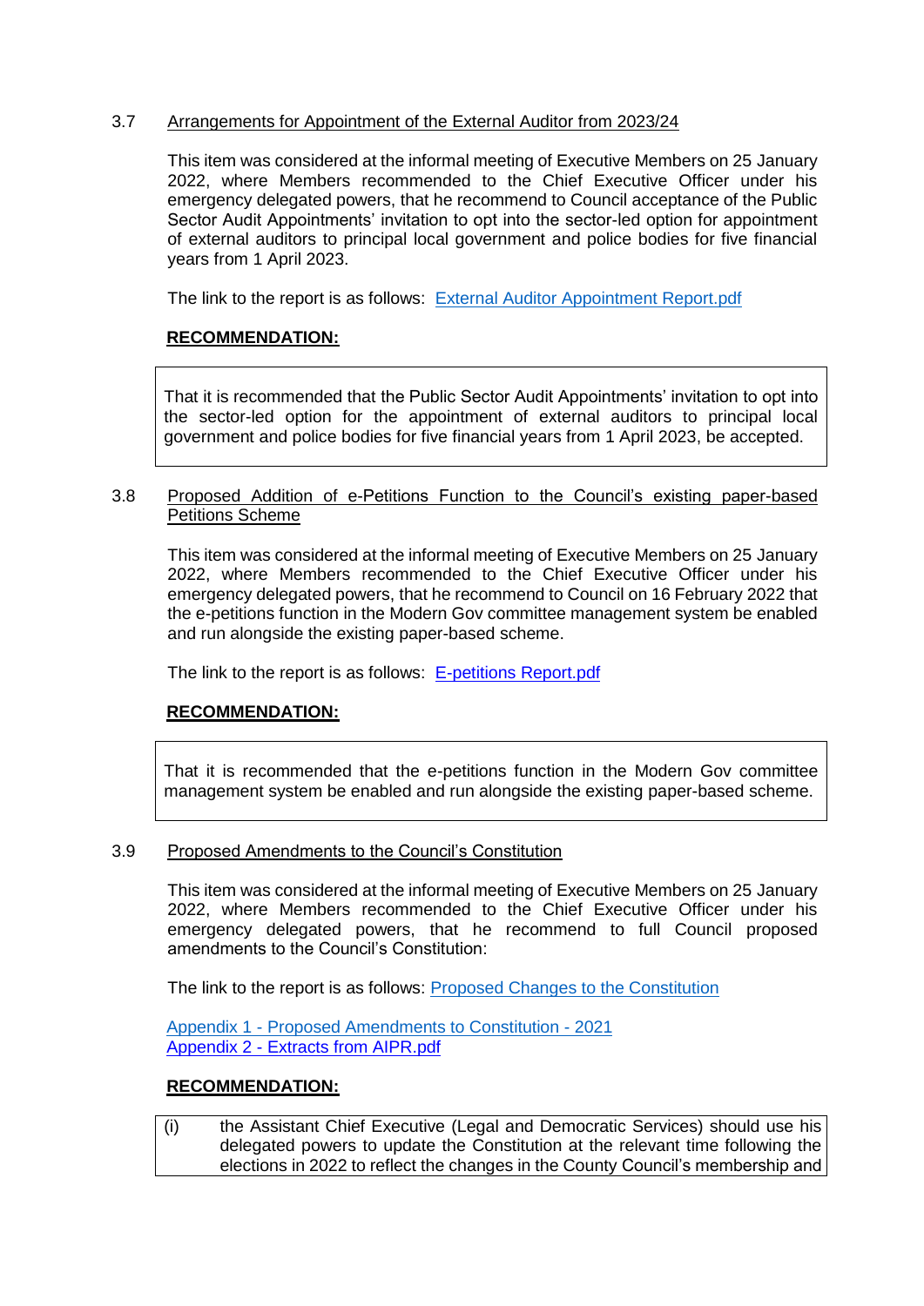### 3.7 Arrangements for Appointment of the External Auditor from 2023/24

This item was considered at the informal meeting of Executive Members on 25 January 2022, where Members recommended to the Chief Executive Officer under his emergency delegated powers, that he recommend to Council acceptance of the Public Sector Audit Appointments' invitation to opt into the sector-led option for appointment of external auditors to principal local government and police bodies for five financial years from 1 April 2023.

The link to the report is as follows: External Auditor Appointment Report.pdf

**RECOMMENDATION:**

| That it is recommended that the Public Sector Audit Appointments' invitation to opt into the sector-led option for the appointment of external auditors to principal local government and police bodies for five financial years from 1 April 2023, be accepted. |
|---|

### 3.8 Proposed Addition of e-Petitions Function to the Council's existing paper-based Petitions Scheme

This item was considered at the informal meeting of Executive Members on 25 January 2022, where Members recommended to the Chief Executive Officer under his emergency delegated powers, that he recommend to Council on 16 February 2022 that the e-petitions function in the Modern Gov committee management system be enabled and run alongside the existing paper-based scheme.

The link to the report is as follows: E-petitions Report.pdf

**RECOMMENDATION:**

| That it is recommended that the e-petitions function in the Modern Gov committee management system be enabled and run alongside the existing paper-based scheme. |
|---|

### 3.9 Proposed Amendments to the Council's Constitution

This item was considered at the informal meeting of Executive Members on 25 January 2022, where Members recommended to the Chief Executive Officer under his emergency delegated powers, that he recommend to full Council proposed amendments to the Council's Constitution:

The link to the report is as follows: Proposed Changes to the Constitution

Appendix 1 - Proposed Amendments to Constitution - 2021
Appendix 2 - Extracts from AIPR.pdf

**RECOMMENDATION:**

| (i) | the Assistant Chief Executive (Legal and Democratic Services) should use his delegated powers to update the Constitution at the relevant time following the elections in 2022 to reflect the changes in the County Council's membership and |
|---|---|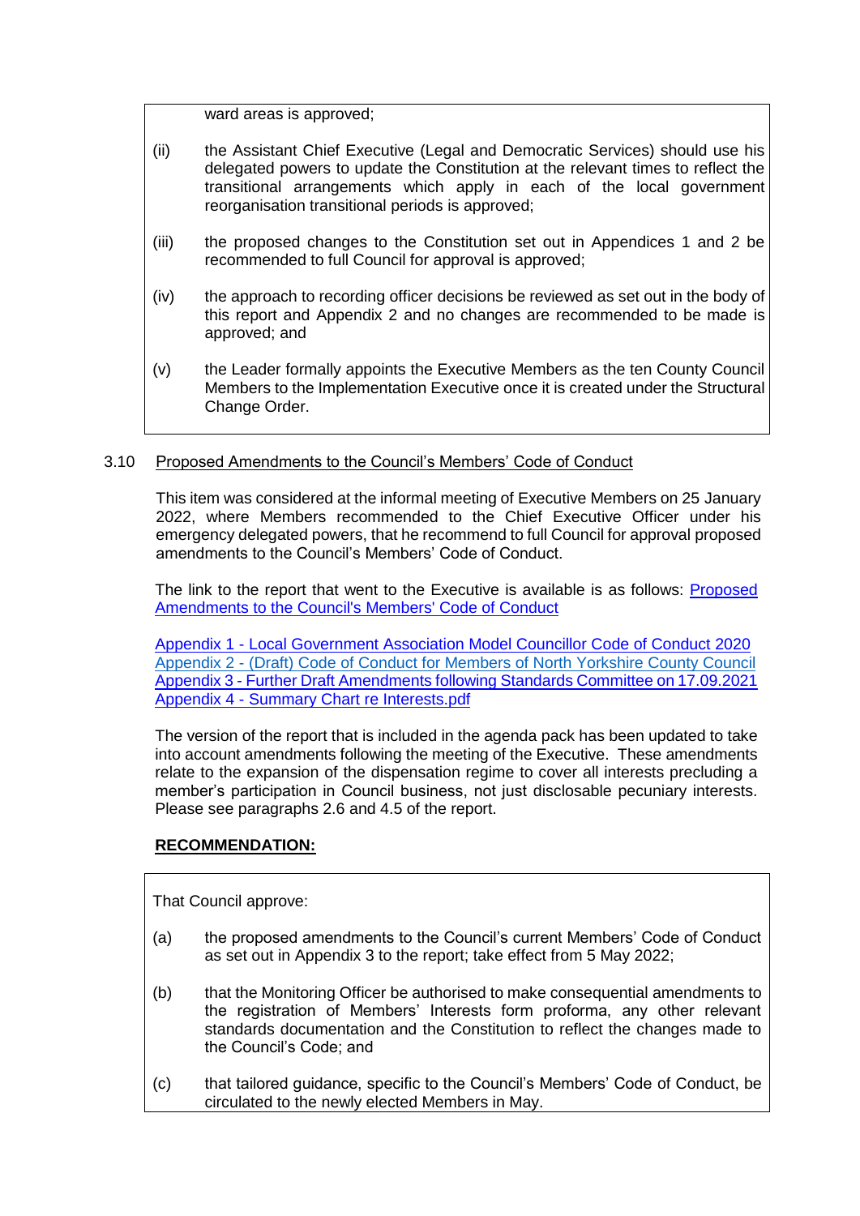ward areas is approved;

(ii) the Assistant Chief Executive (Legal and Democratic Services) should use his delegated powers to update the Constitution at the relevant times to reflect the transitional arrangements which apply in each of the local government reorganisation transitional periods is approved;

(iii) the proposed changes to the Constitution set out in Appendices 1 and 2 be recommended to full Council for approval is approved;

(iv) the approach to recording officer decisions be reviewed as set out in the body of this report and Appendix 2 and no changes are recommended to be made is approved; and

(v) the Leader formally appoints the Executive Members as the ten County Council Members to the Implementation Executive once it is created under the Structural Change Order.

3.10 Proposed Amendments to the Council's Members' Code of Conduct

This item was considered at the informal meeting of Executive Members on 25 January 2022, where Members recommended to the Chief Executive Officer under his emergency delegated powers, that he recommend to full Council for approval proposed amendments to the Council's Members' Code of Conduct.

The link to the report that went to the Executive is available is as follows: Proposed Amendments to the Council's Members' Code of Conduct

Appendix 1 - Local Government Association Model Councillor Code of Conduct 2020
Appendix 2 - (Draft) Code of Conduct for Members of North Yorkshire County Council
Appendix 3 - Further Draft Amendments following Standards Committee on 17.09.2021
Appendix 4 - Summary Chart re Interests.pdf

The version of the report that is included in the agenda pack has been updated to take into account amendments following the meeting of the Executive. These amendments relate to the expansion of the dispensation regime to cover all interests precluding a member's participation in Council business, not just disclosable pecuniary interests. Please see paragraphs 2.6 and 4.5 of the report.

**RECOMMENDATION:**

That Council approve:

(a) the proposed amendments to the Council's current Members' Code of Conduct as set out in Appendix 3 to the report; take effect from 5 May 2022;

(b) that the Monitoring Officer be authorised to make consequential amendments to the registration of Members' Interests form proforma, any other relevant standards documentation and the Constitution to reflect the changes made to the Council's Code; and

(c) that tailored guidance, specific to the Council's Members' Code of Conduct, be circulated to the newly elected Members in May.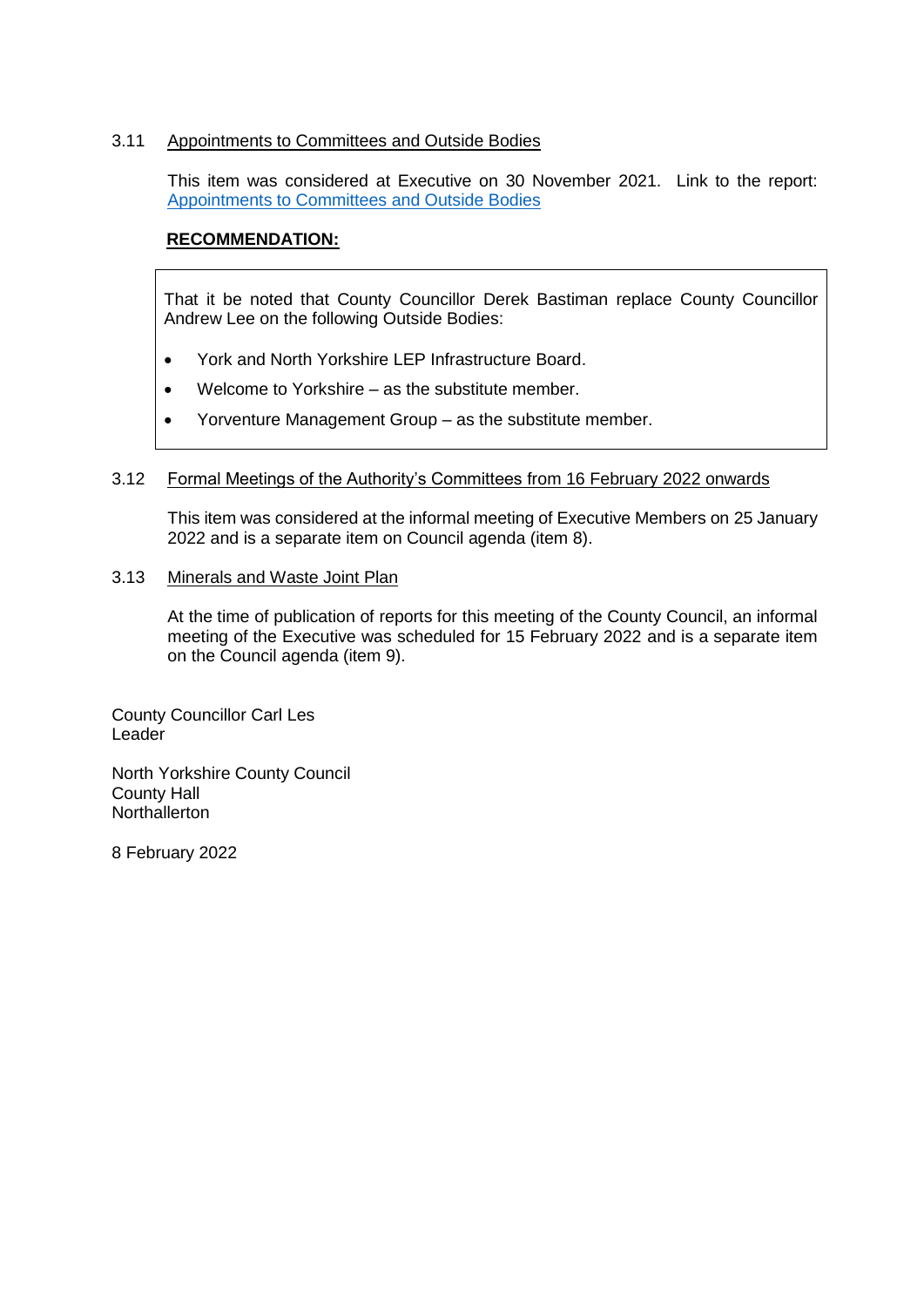3.11 Appointments to Committees and Outside Bodies

This item was considered at Executive on 30 November 2021. Link to the report: [Appointments to Committees and Outside Bodies]

**RECOMMENDATION:**

That it be noted that County Councillor Derek Bastiman replace County Councillor Andrew Lee on the following Outside Bodies:

- York and North Yorkshire LEP Infrastructure Board.
- Welcome to Yorkshire – as the substitute member.
- Yorventure Management Group – as the substitute member.

3.12 Formal Meetings of the Authority's Committees from 16 February 2022 onwards

This item was considered at the informal meeting of Executive Members on 25 January 2022 and is a separate item on Council agenda (item 8).

3.13 Minerals and Waste Joint Plan

At the time of publication of reports for this meeting of the County Council, an informal meeting of the Executive was scheduled for 15 February 2022 and is a separate item on the Council agenda (item 9).

County Councillor Carl Les
Leader

North Yorkshire County Council
County Hall
Northallerton

8 February 2022